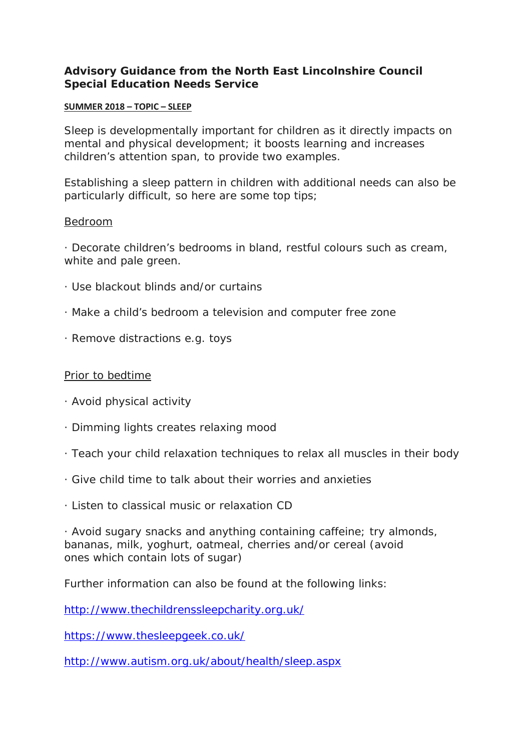**Advisory Guidance from the North East Lincolnshire Council Special Education Needs Service**

**SUMMER 2018 – TOPIC – SLEEP**

Sleep is developmentally important for children as it directly impacts on mental and physical development; it boosts learning and increases children's attention span, to provide two examples.

Establishing a sleep pattern in children with additional needs can also be particularly difficult, so here are some top tips;

Bedroom

· Decorate children's bedrooms in bland, restful colours such as cream, white and pale green.

· Use blackout blinds and/or curtains

· Make a child's bedroom a television and computer free zone

· Remove distractions e.g. toys

Prior to bedtime

· Avoid physical activity

· Dimming lights creates relaxing mood

· Teach your child relaxation techniques to relax all muscles in their body

· Give child time to talk about their worries and anxieties

· Listen to classical music or relaxation CD

· Avoid sugary snacks and anything containing caffeine; try almonds, bananas, milk, yoghurt, oatmeal, cherries and/or cereal (avoid ones which contain lots of sugar)

Further information can also be found at the following links:

http://www.thechildrenssleepcharity.org.uk/

https://www.thesleepgeek.co.uk/

http://www.autism.org.uk/about/health/sleep.aspx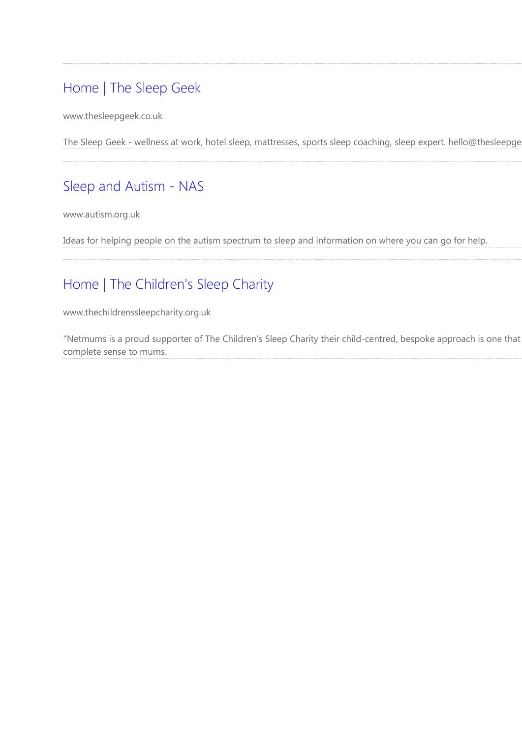## Home | The Sleep Geek

www.thesleepgeek.co.uk

The Sleep Geek - wellness at work, hotel sleep, mattresses, sports sleep coaching, sleep expert. hello@thesleepge

## Sleep and Autism - NAS

www.autism.org.uk

Ideas for helping people on the autism spectrum to sleep and information on where you can go for help.

## Home | The Children's Sleep Charity

www.thechildrenssleepcharity.org.uk

"Netmums is a proud supporter of The Children's Sleep Charity their child-centred, bespoke approach is one that complete sense to mums.